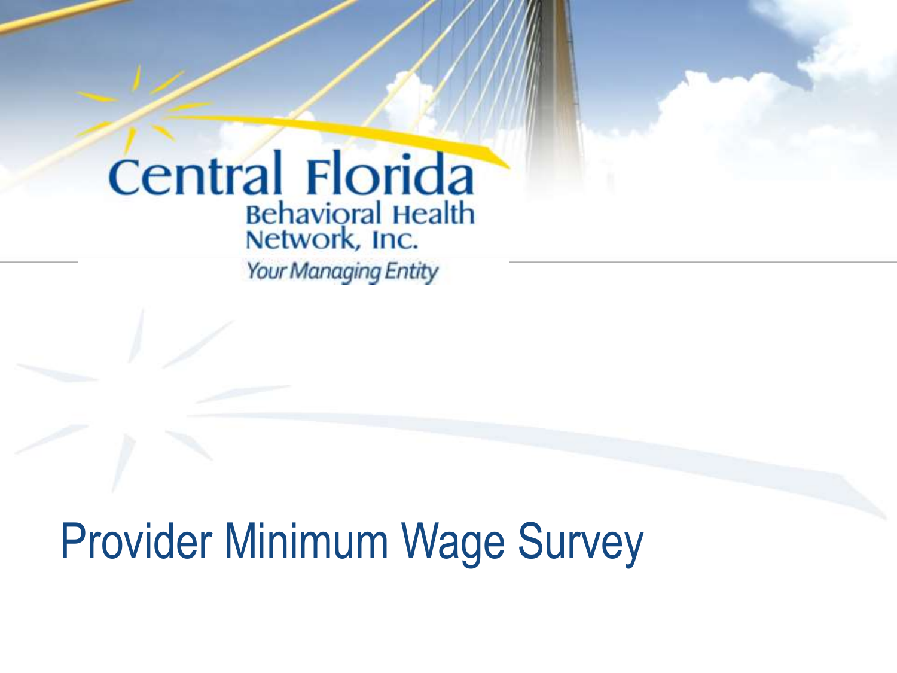Central Florida Behavioral Health Network, Inc.

*Your Managing Entity*

# Provider Minimum Wage Survey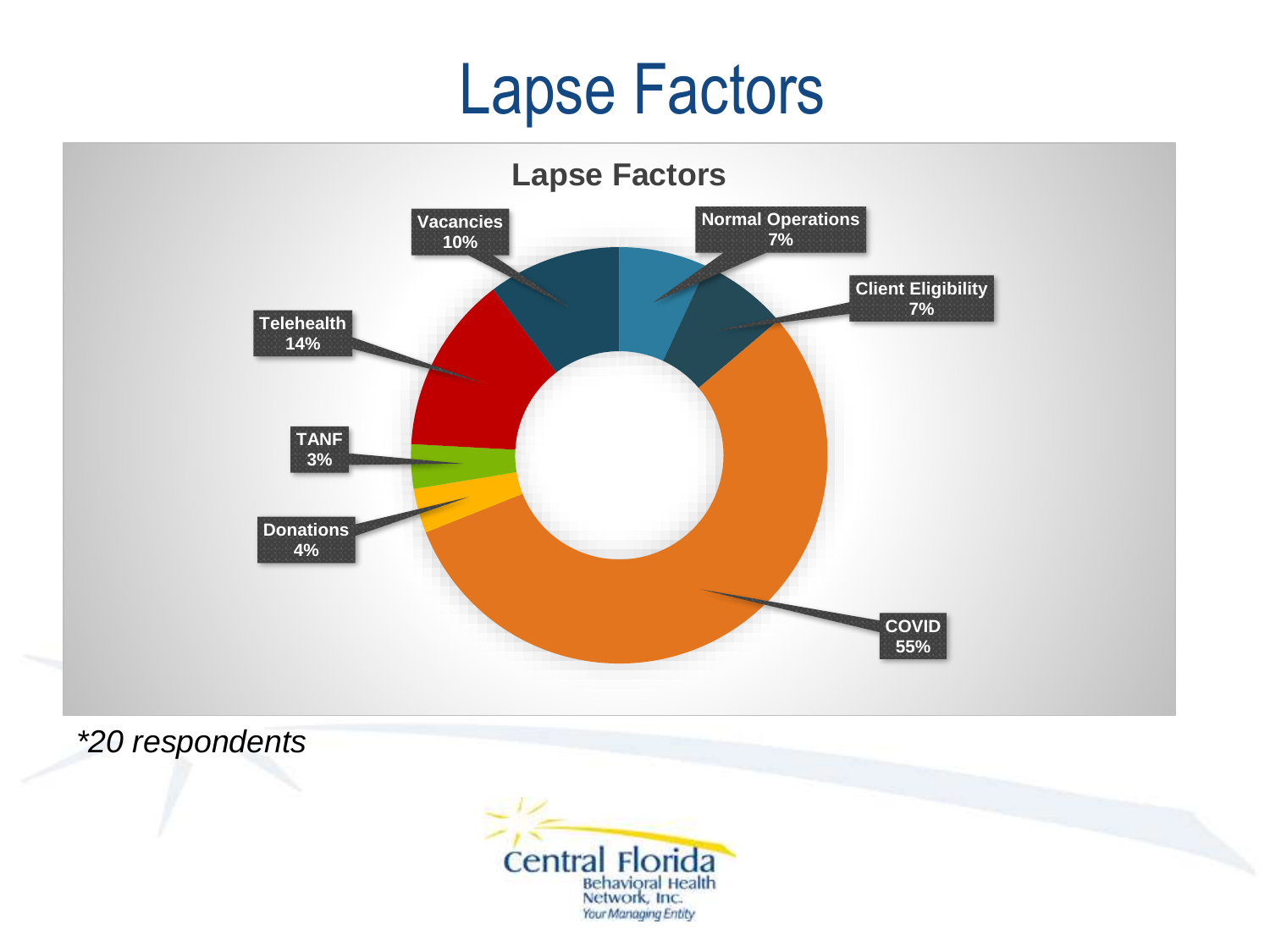# Lapse Factors

**Lapse Factors**

| Factor | Percentage |
|---|---|
| Normal Operations | 7% |
| Client Eligibility | 7% |
| COVID | 55% |
| Donations | 4% |
| TANF | 3% |
| Telehealth | 14% |
| Vacancies | 10% |

*\*20 respondents*

Central Florida Behavioral Health Network, Inc.
Your Managing Entity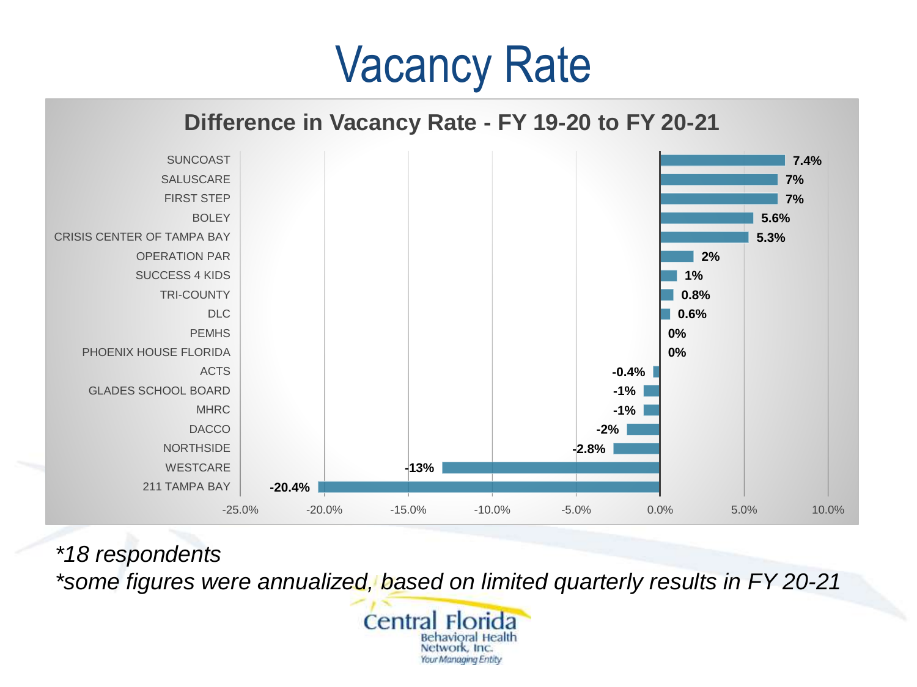# Vacancy Rate

## Difference in Vacancy Rate - FY 19-20 to FY 20-21

| Organization | Difference |
|---|---|
| SUNCOAST | 7.4% |
| SALUSCARE | 7% |
| FIRST STEP | 7% |
| BOLEY | 5.6% |
| CRISIS CENTER OF TAMPA BAY | 5.3% |
| OPERATION PAR | 2% |
| SUCCESS 4 KIDS | 1% |
| TRI-COUNTY | 0.8% |
| DLC | 0.6% |
| PEMHS | 0% |
| PHOENIX HOUSE FLORIDA | 0% |
| ACTS | -0.4% |
| GLADES SCHOOL BOARD | -1% |
| MHRC | -1% |
| DACCO | -2% |
| NORTHSIDE | -2.8% |
| WESTCARE | -13% |
| 211 TAMPA BAY | -20.4% |

*\*18 respondents*

*\*some figures were annualized, based on limited quarterly results in FY 20-21*

Central Florida Behavioral Health Network, Inc.
Your Managing Entity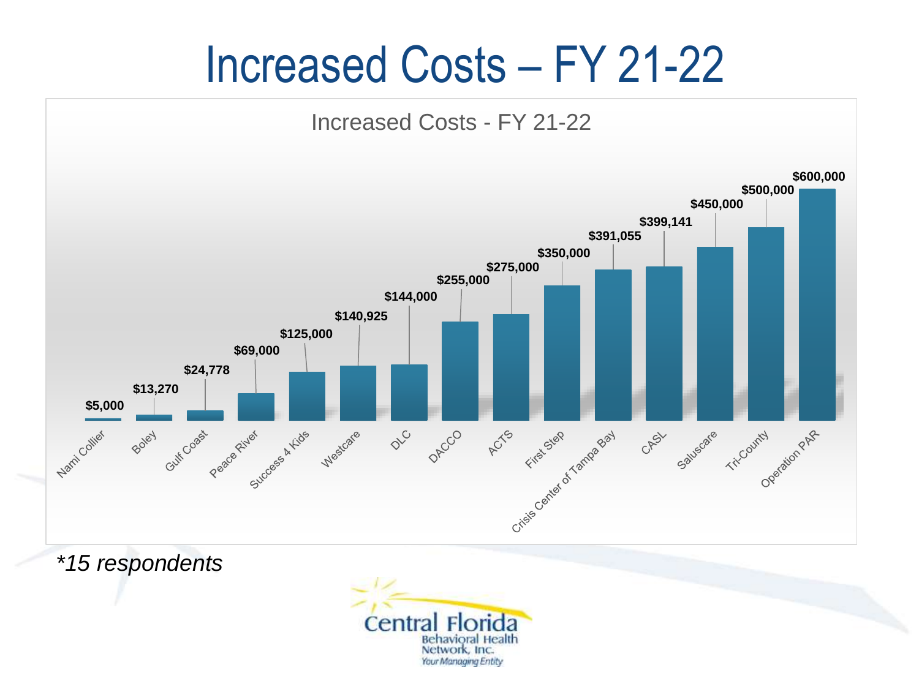# Increased Costs – FY 21-22

## Increased Costs - FY 21-22

| Organization | Increased Cost |
| --- | --- |
| Nami Collier | $5,000 |
| Boley | $13,270 |
| Gulf Coast | $24,778 |
| Peace River | $69,000 |
| Success 4 Kids | $125,000 |
| Westcare | $140,925 |
| DLC | $144,000 |
| DACCO | $255,000 |
| ACTS | $275,000 |
| First Step | $350,000 |
| Crisis Center of Tampa Bay | $391,055 |
| CASL | $399,141 |
| Saluscare | $450,000 |
| Tri-County | $500,000 |
| Operation PAR | $600,000 |

*\*15 respondents*

Central Florida Behavioral Health Network, Inc.
Your Managing Entity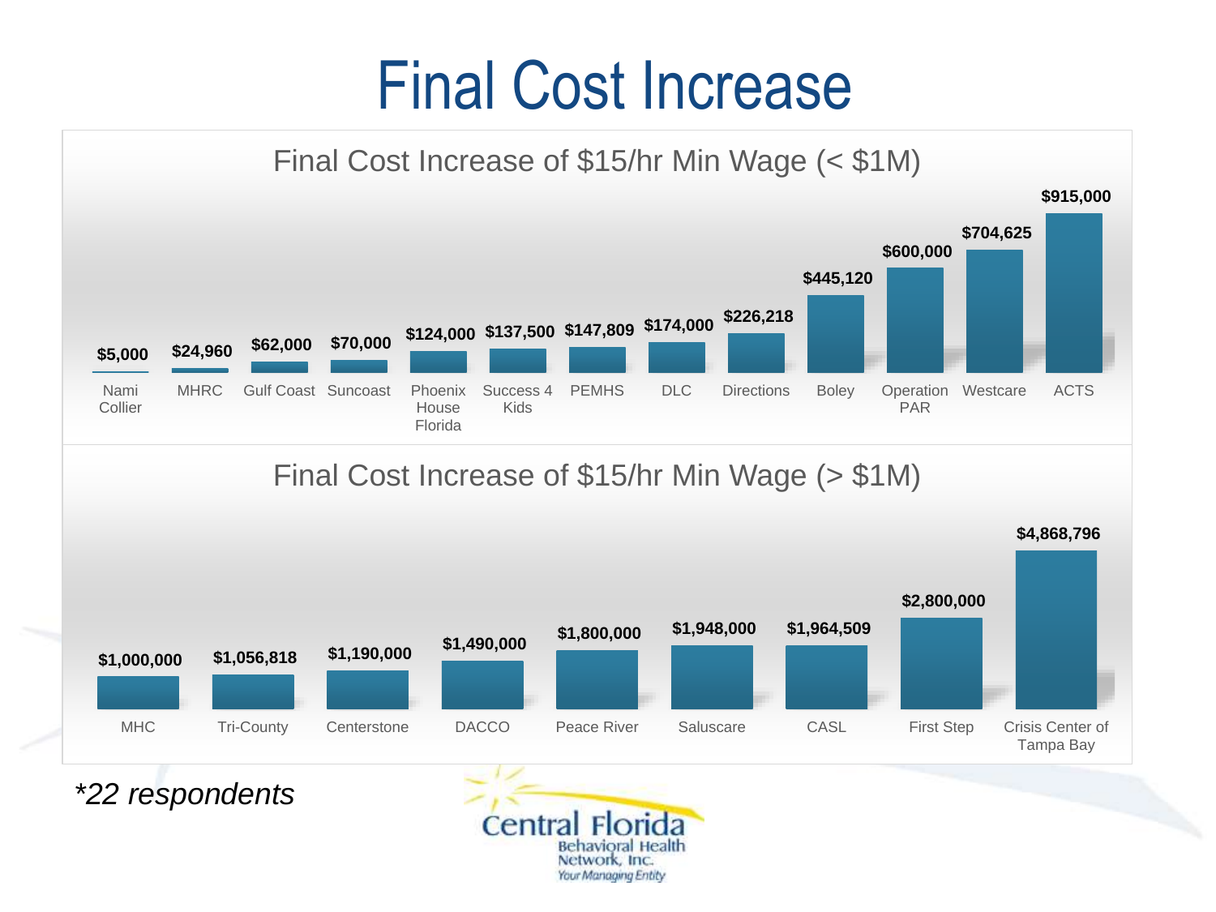# Final Cost Increase

Final Cost Increase of $15/hr Min Wage (< $1M)

$5,000 Nami Collier
$24,960 MHRC
$62,000 Gulf Coast
$70,000 Suncoast
$124,000 Phoenix House Florida
$137,500 Success 4 Kids
$147,809 PEMHS
$174,000 DLC
$226,218 Directions
$445,120 Boley
$600,000 Operation PAR
$704,625 Westcare
$915,000 ACTS

Final Cost Increase of $15/hr Min Wage (> $1M)

$1,000,000 MHC
$1,056,818 Tri-County
$1,190,000 Centerstone
$1,490,000 DACCO
$1,800,000 Peace River
$1,948,000 Saluscare
$1,964,509 CASL
$2,800,000 First Step
$4,868,796 Crisis Center of Tampa Bay

*\*22 respondents*

Central Florida Behavioral Health Network, Inc.
Your Managing Entity